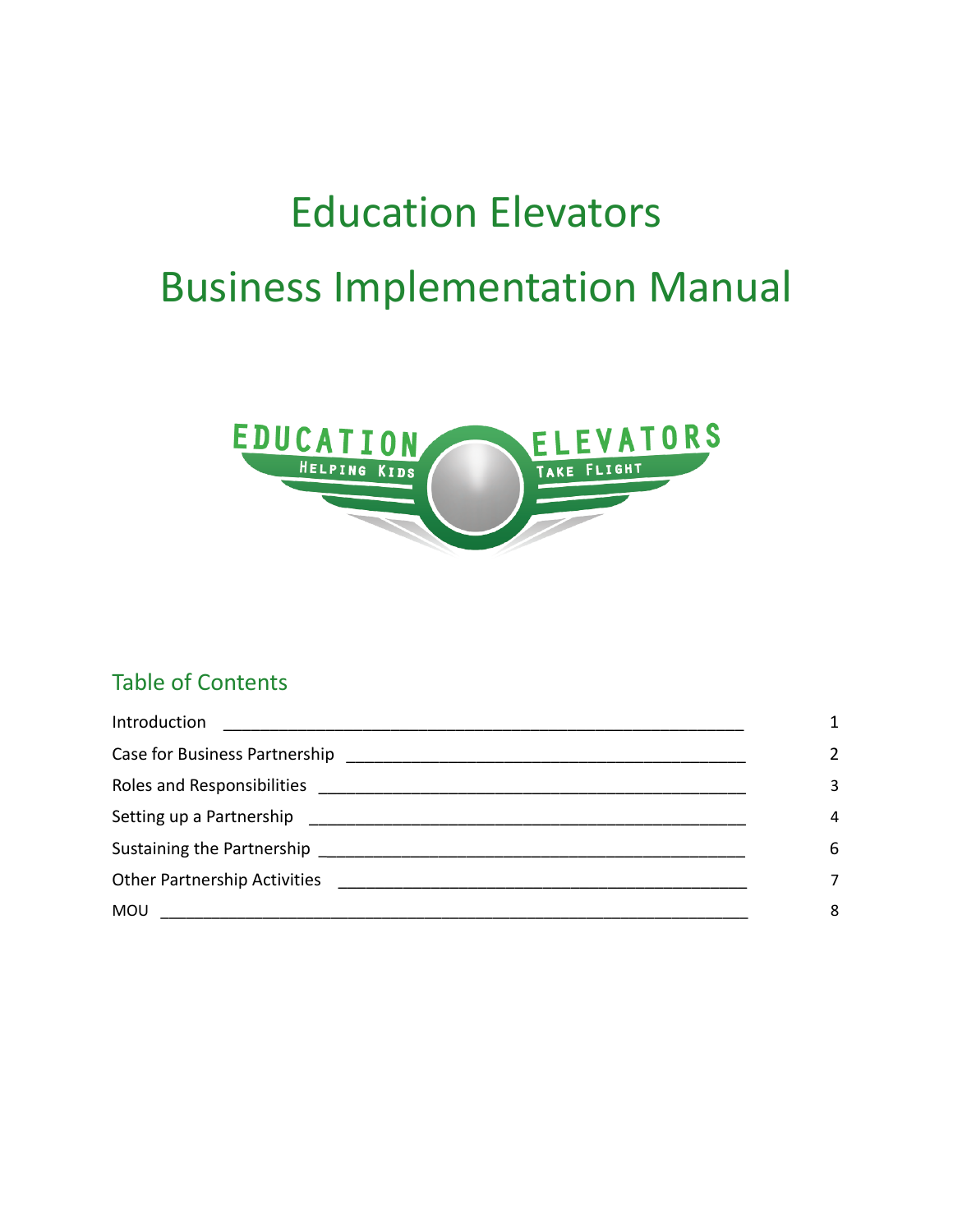# Education Elevators

# Business Implementation Manual

## Table of Contents

| Section | Page |
| --- | --- |
| Introduction | 1 |
| Case for Business Partnership | 2 |
| Roles and Responsibilities | 3 |
| Setting up a Partnership | 4 |
| Sustaining the Partnership | 6 |
| Other Partnership Activities | 7 |
| MOU | 8 |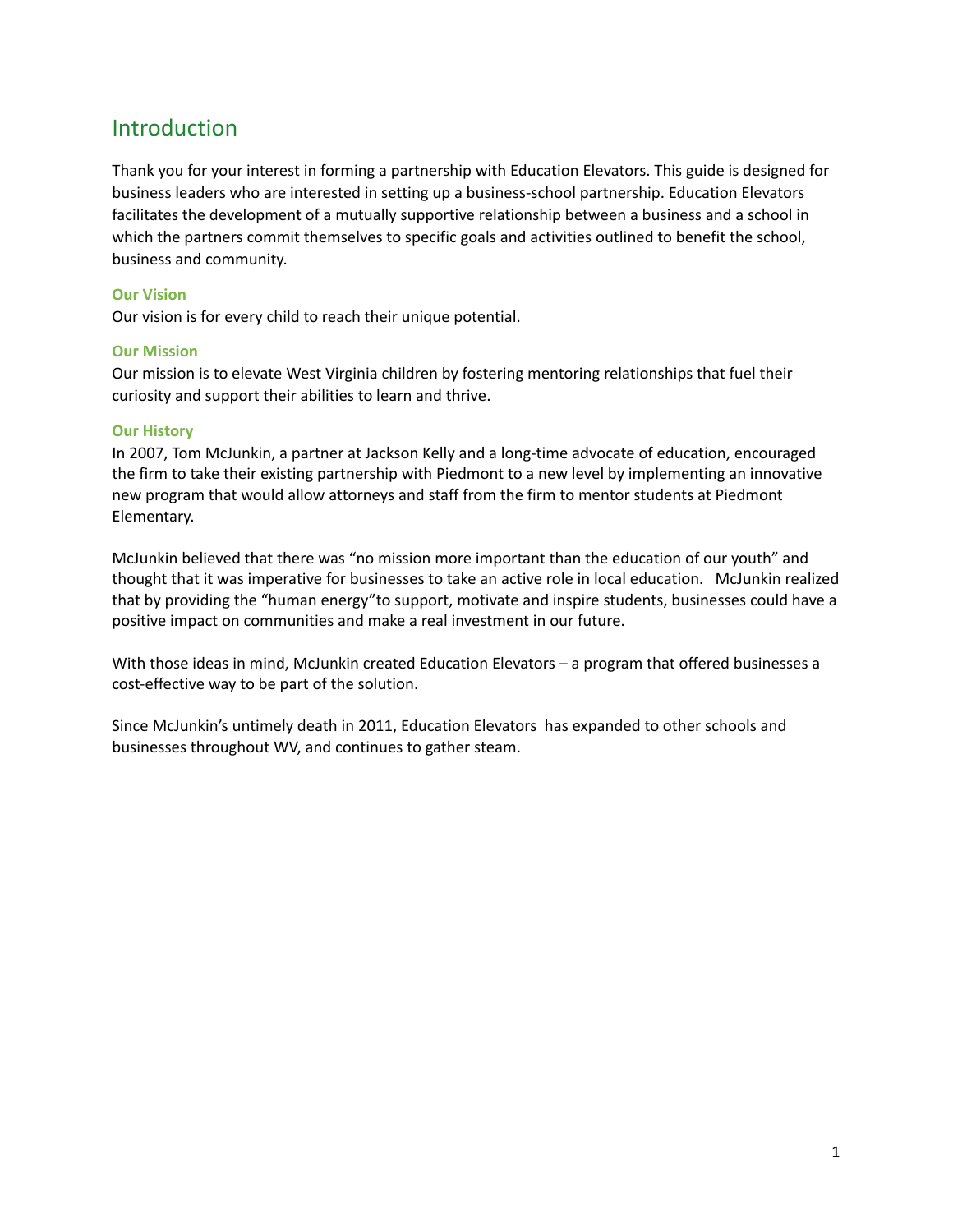# Introduction

Thank you for your interest in forming a partnership with Education Elevators. This guide is designed for business leaders who are interested in setting up a business-school partnership. Education Elevators facilitates the development of a mutually supportive relationship between a business and a school in which the partners commit themselves to specific goals and activities outlined to benefit the school, business and community.

### Our Vision

Our vision is for every child to reach their unique potential.

### Our Mission

Our mission is to elevate West Virginia children by fostering mentoring relationships that fuel their curiosity and support their abilities to learn and thrive.

### Our History

In 2007, Tom McJunkin, a partner at Jackson Kelly and a long-time advocate of education, encouraged the firm to take their existing partnership with Piedmont to a new level by implementing an innovative new program that would allow attorneys and staff from the firm to mentor students at Piedmont Elementary.

McJunkin believed that there was "no mission more important than the education of our youth" and thought that it was imperative for businesses to take an active role in local education. McJunkin realized that by providing the "human energy"to support, motivate and inspire students, businesses could have a positive impact on communities and make a real investment in our future.

With those ideas in mind, McJunkin created Education Elevators – a program that offered businesses a cost-effective way to be part of the solution.

Since McJunkin's untimely death in 2011, Education Elevators has expanded to other schools and businesses throughout WV, and continues to gather steam.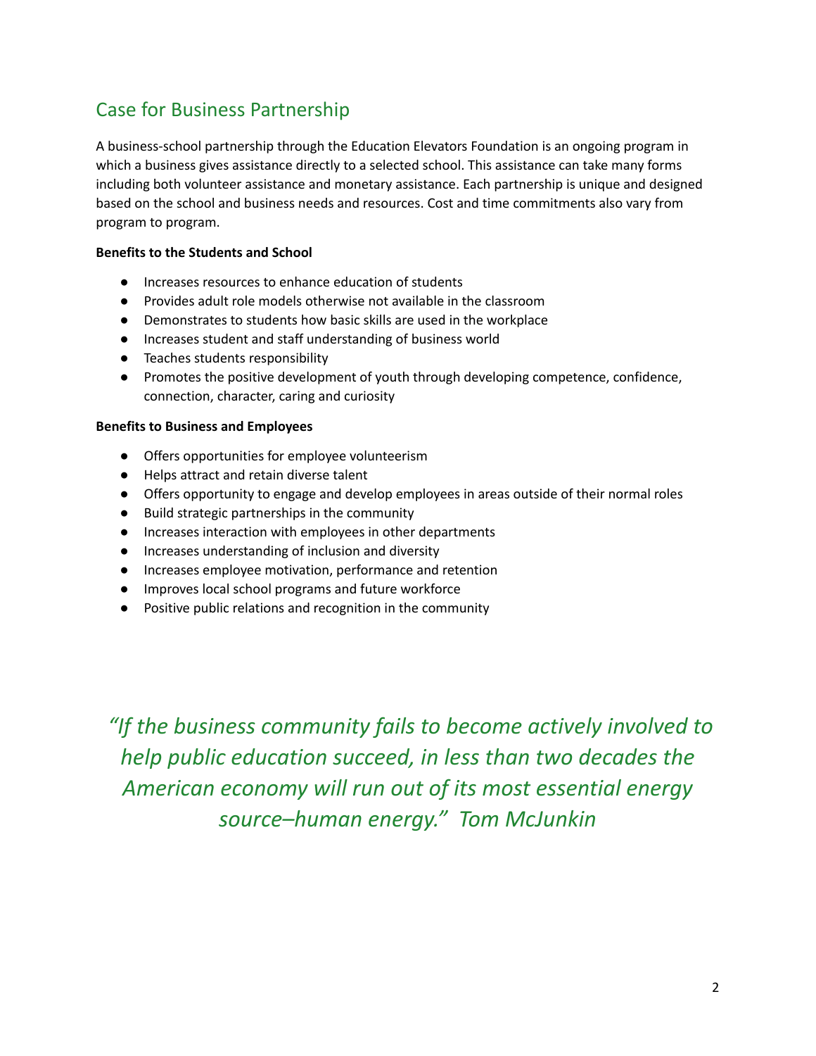## Case for Business Partnership

A business-school partnership through the Education Elevators Foundation is an ongoing program in which a business gives assistance directly to a selected school. This assistance can take many forms including both volunteer assistance and monetary assistance. Each partnership is unique and designed based on the school and business needs and resources. Cost and time commitments also vary from program to program.

**Benefits to the Students and School**

- Increases resources to enhance education of students
- Provides adult role models otherwise not available in the classroom
- Demonstrates to students how basic skills are used in the workplace
- Increases student and staff understanding of business world
- Teaches students responsibility
- Promotes the positive development of youth through developing competence, confidence, connection, character, caring and curiosity

**Benefits to Business and Employees**

- Offers opportunities for employee volunteerism
- Helps attract and retain diverse talent
- Offers opportunity to engage and develop employees in areas outside of their normal roles
- Build strategic partnerships in the community
- Increases interaction with employees in other departments
- Increases understanding of inclusion and diversity
- Increases employee motivation, performance and retention
- Improves local school programs and future workforce
- Positive public relations and recognition in the community

*"If the business community fails to become actively involved to help public education succeed, in less than two decades the American economy will run out of its most essential energy source–human energy." Tom McJunkin*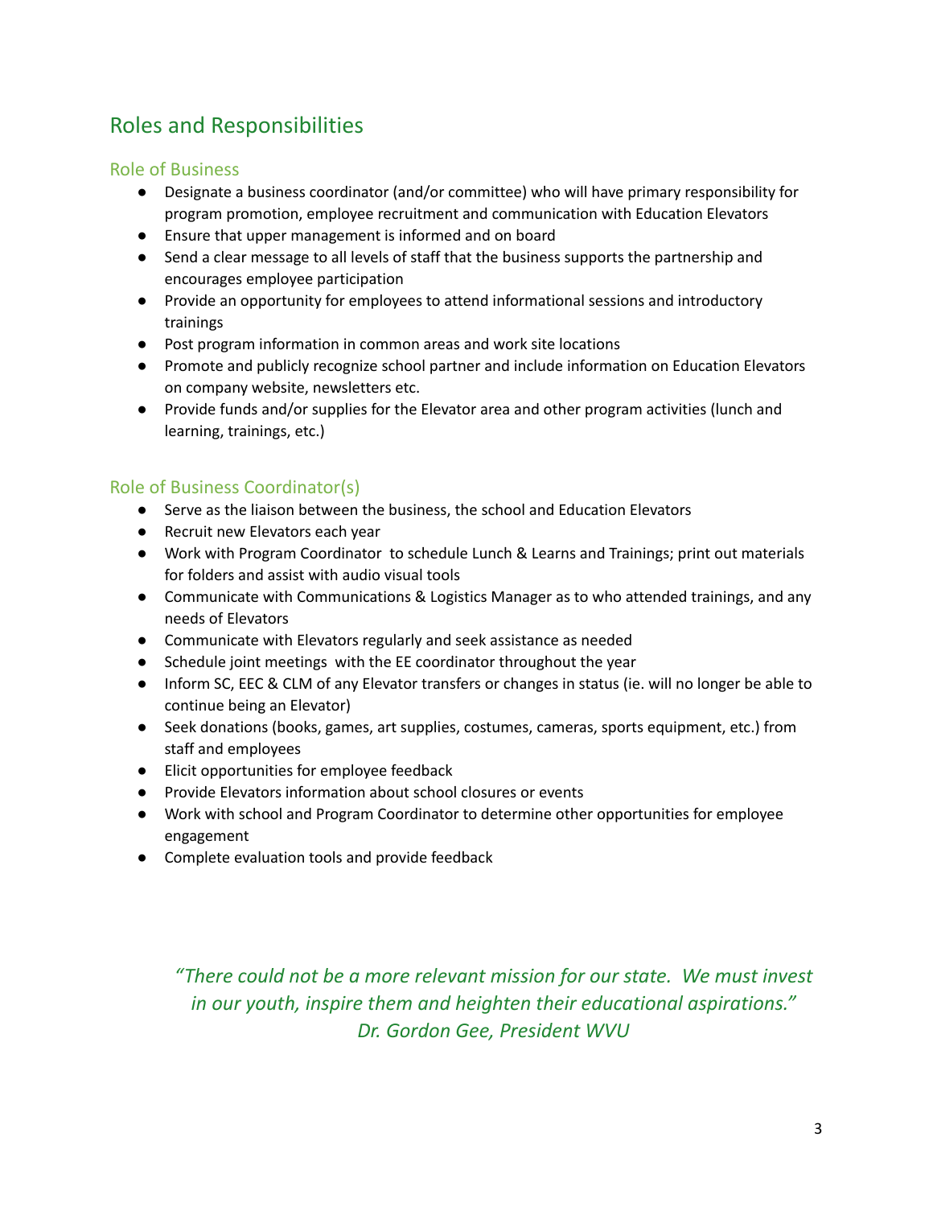## Roles and Responsibilities

### Role of Business

- Designate a business coordinator (and/or committee) who will have primary responsibility for program promotion, employee recruitment and communication with Education Elevators
- Ensure that upper management is informed and on board
- Send a clear message to all levels of staff that the business supports the partnership and encourages employee participation
- Provide an opportunity for employees to attend informational sessions and introductory trainings
- Post program information in common areas and work site locations
- Promote and publicly recognize school partner and include information on Education Elevators on company website, newsletters etc.
- Provide funds and/or supplies for the Elevator area and other program activities (lunch and learning, trainings, etc.)

### Role of Business Coordinator(s)

- Serve as the liaison between the business, the school and Education Elevators
- Recruit new Elevators each year
- Work with Program Coordinator to schedule Lunch & Learns and Trainings; print out materials for folders and assist with audio visual tools
- Communicate with Communications & Logistics Manager as to who attended trainings, and any needs of Elevators
- Communicate with Elevators regularly and seek assistance as needed
- Schedule joint meetings with the EE coordinator throughout the year
- Inform SC, EEC & CLM of any Elevator transfers or changes in status (ie. will no longer be able to continue being an Elevator)
- Seek donations (books, games, art supplies, costumes, cameras, sports equipment, etc.) from staff and employees
- Elicit opportunities for employee feedback
- Provide Elevators information about school closures or events
- Work with school and Program Coordinator to determine other opportunities for employee engagement
- Complete evaluation tools and provide feedback

*"There could not be a more relevant mission for our state. We must invest in our youth, inspire them and heighten their educational aspirations."*
*Dr. Gordon Gee, President WVU*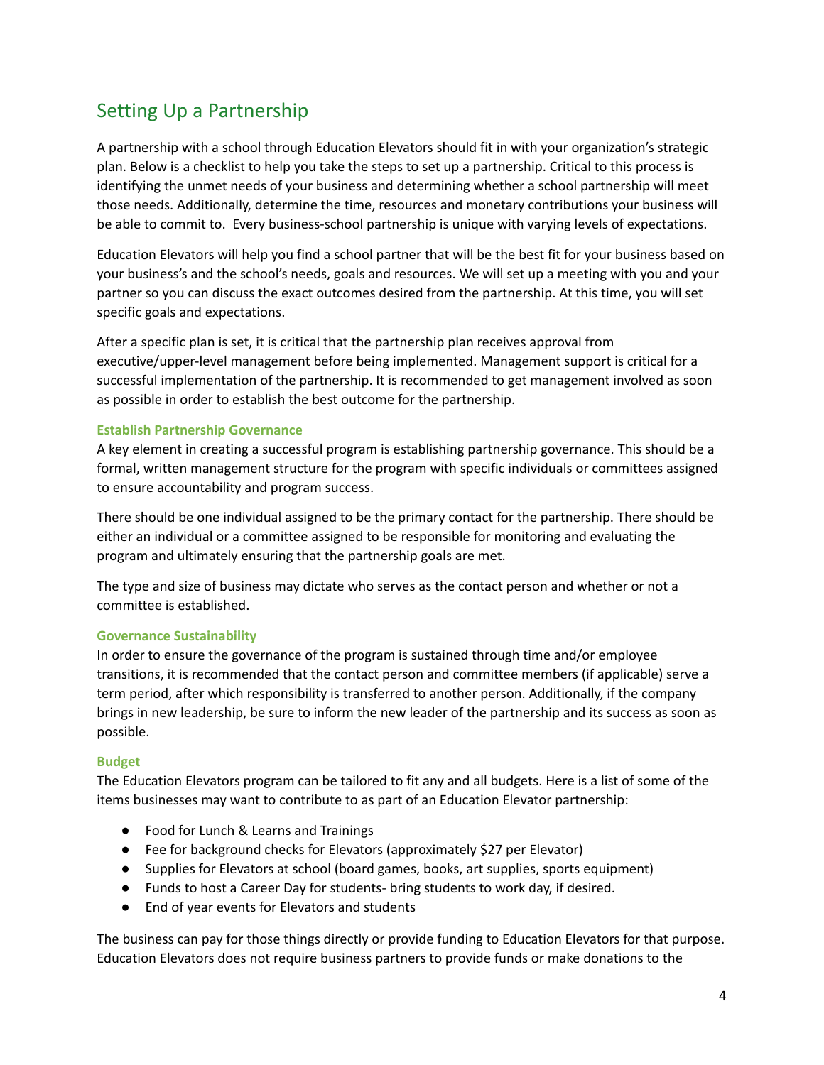## Setting Up a Partnership

A partnership with a school through Education Elevators should fit in with your organization's strategic plan. Below is a checklist to help you take the steps to set up a partnership. Critical to this process is identifying the unmet needs of your business and determining whether a school partnership will meet those needs. Additionally, determine the time, resources and monetary contributions your business will be able to commit to. Every business-school partnership is unique with varying levels of expectations.

Education Elevators will help you find a school partner that will be the best fit for your business based on your business's and the school's needs, goals and resources. We will set up a meeting with you and your partner so you can discuss the exact outcomes desired from the partnership. At this time, you will set specific goals and expectations.

After a specific plan is set, it is critical that the partnership plan receives approval from executive/upper-level management before being implemented. Management support is critical for a successful implementation of the partnership. It is recommended to get management involved as soon as possible in order to establish the best outcome for the partnership.

### Establish Partnership Governance

A key element in creating a successful program is establishing partnership governance. This should be a formal, written management structure for the program with specific individuals or committees assigned to ensure accountability and program success.

There should be one individual assigned to be the primary contact for the partnership. There should be either an individual or a committee assigned to be responsible for monitoring and evaluating the program and ultimately ensuring that the partnership goals are met.

The type and size of business may dictate who serves as the contact person and whether or not a committee is established.

### Governance Sustainability

In order to ensure the governance of the program is sustained through time and/or employee transitions, it is recommended that the contact person and committee members (if applicable) serve a term period, after which responsibility is transferred to another person. Additionally, if the company brings in new leadership, be sure to inform the new leader of the partnership and its success as soon as possible.

### Budget

The Education Elevators program can be tailored to fit any and all budgets. Here is a list of some of the items businesses may want to contribute to as part of an Education Elevator partnership:

- Food for Lunch & Learns and Trainings
- Fee for background checks for Elevators (approximately $27 per Elevator)
- Supplies for Elevators at school (board games, books, art supplies, sports equipment)
- Funds to host a Career Day for students- bring students to work day, if desired.
- End of year events for Elevators and students

The business can pay for those things directly or provide funding to Education Elevators for that purpose. Education Elevators does not require business partners to provide funds or make donations to the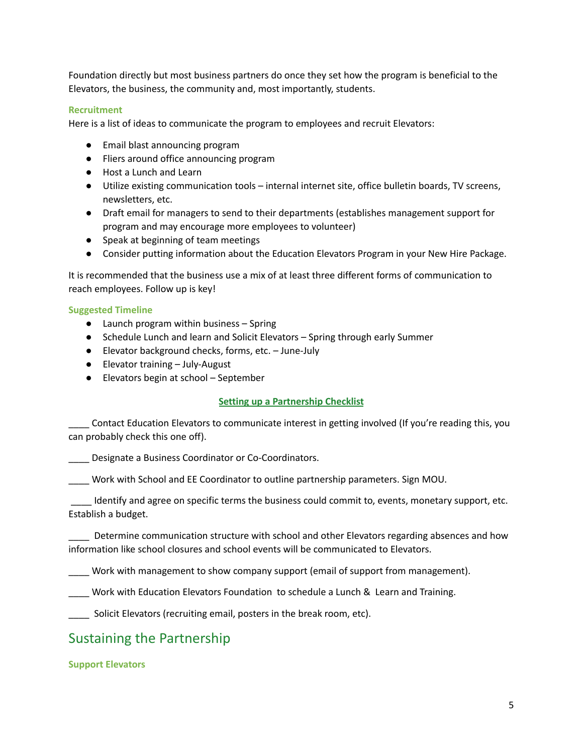Foundation directly but most business partners do once they set how the program is beneficial to the Elevators, the business, the community and, most importantly, students.

### Recruitment

Here is a list of ideas to communicate the program to employees and recruit Elevators:

- Email blast announcing program
- Fliers around office announcing program
- Host a Lunch and Learn
- Utilize existing communication tools – internal internet site, office bulletin boards, TV screens, newsletters, etc.
- Draft email for managers to send to their departments (establishes management support for program and may encourage more employees to volunteer)
- Speak at beginning of team meetings
- Consider putting information about the Education Elevators Program in your New Hire Package.

It is recommended that the business use a mix of at least three different forms of communication to reach employees. Follow up is key!

### Suggested Timeline

- Launch program within business – Spring
- Schedule Lunch and learn and Solicit Elevators – Spring through early Summer
- Elevator background checks, forms, etc. – June-July
- Elevator training – July-August
- Elevators begin at school – September

### Setting up a Partnership Checklist

____ Contact Education Elevators to communicate interest in getting involved (If you're reading this, you can probably check this one off).

____ Designate a Business Coordinator or Co-Coordinators.

____ Work with School and EE Coordinator to outline partnership parameters. Sign MOU.

____ Identify and agree on specific terms the business could commit to, events, monetary support, etc. Establish a budget.

____ Determine communication structure with school and other Elevators regarding absences and how information like school closures and school events will be communicated to Elevators.

____ Work with management to show company support (email of support from management).

____ Work with Education Elevators Foundation to schedule a Lunch & Learn and Training.

____ Solicit Elevators (recruiting email, posters in the break room, etc).

## Sustaining the Partnership

### Support Elevators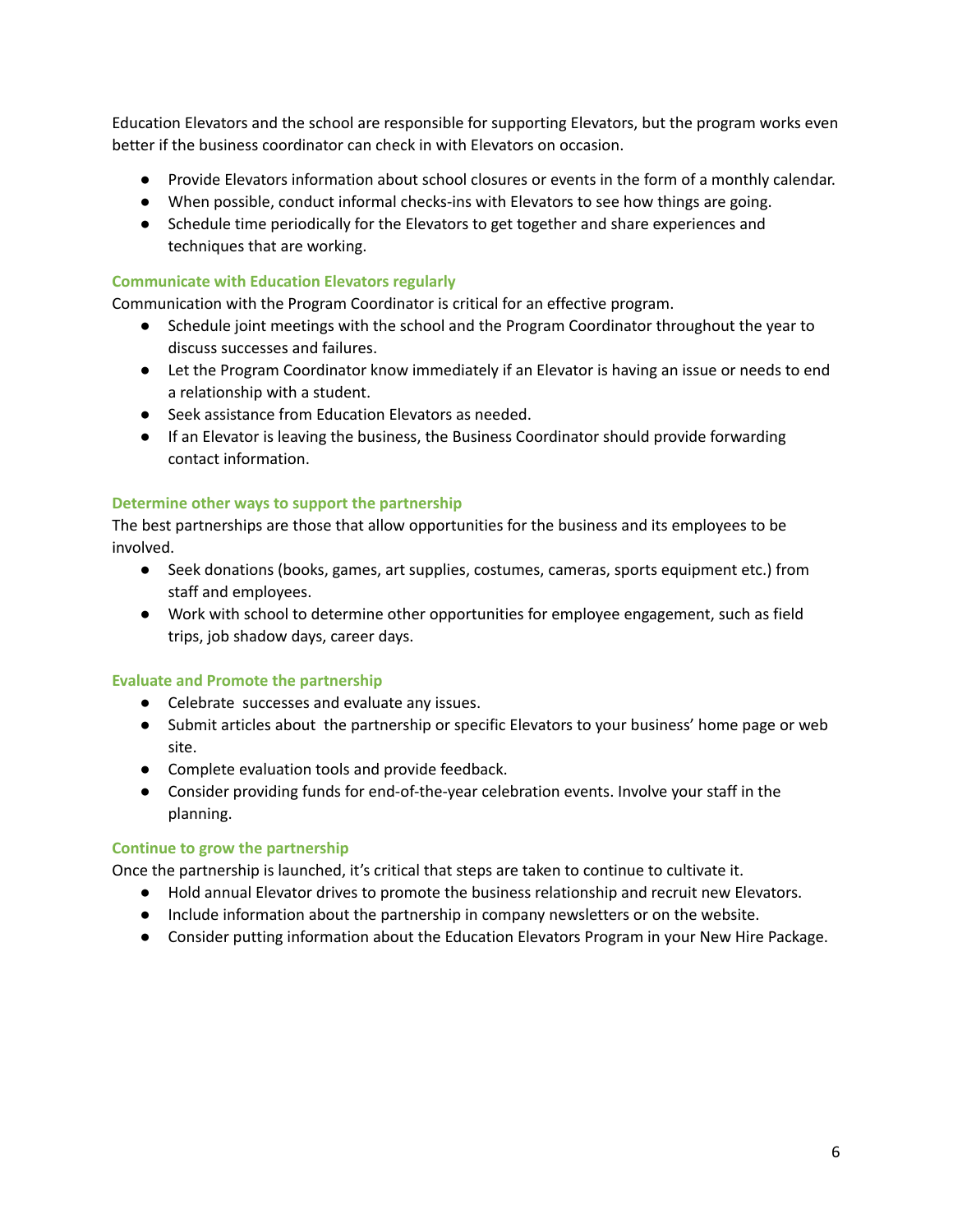Education Elevators and the school are responsible for supporting Elevators, but the program works even better if the business coordinator can check in with Elevators on occasion.

- Provide Elevators information about school closures or events in the form of a monthly calendar.
- When possible, conduct informal checks-ins with Elevators to see how things are going.
- Schedule time periodically for the Elevators to get together and share experiences and techniques that are working.

### Communicate with Education Elevators regularly

Communication with the Program Coordinator is critical for an effective program.

- Schedule joint meetings with the school and the Program Coordinator throughout the year to discuss successes and failures.
- Let the Program Coordinator know immediately if an Elevator is having an issue or needs to end a relationship with a student.
- Seek assistance from Education Elevators as needed.
- If an Elevator is leaving the business, the Business Coordinator should provide forwarding contact information.

### Determine other ways to support the partnership

The best partnerships are those that allow opportunities for the business and its employees to be involved.

- Seek donations (books, games, art supplies, costumes, cameras, sports equipment etc.) from staff and employees.
- Work with school to determine other opportunities for employee engagement, such as field trips, job shadow days, career days.

### Evaluate and Promote the partnership

- Celebrate successes and evaluate any issues.
- Submit articles about the partnership or specific Elevators to your business' home page or web site.
- Complete evaluation tools and provide feedback.
- Consider providing funds for end-of-the-year celebration events. Involve your staff in the planning.

### Continue to grow the partnership

Once the partnership is launched, it's critical that steps are taken to continue to cultivate it.

- Hold annual Elevator drives to promote the business relationship and recruit new Elevators.
- Include information about the partnership in company newsletters or on the website.
- Consider putting information about the Education Elevators Program in your New Hire Package.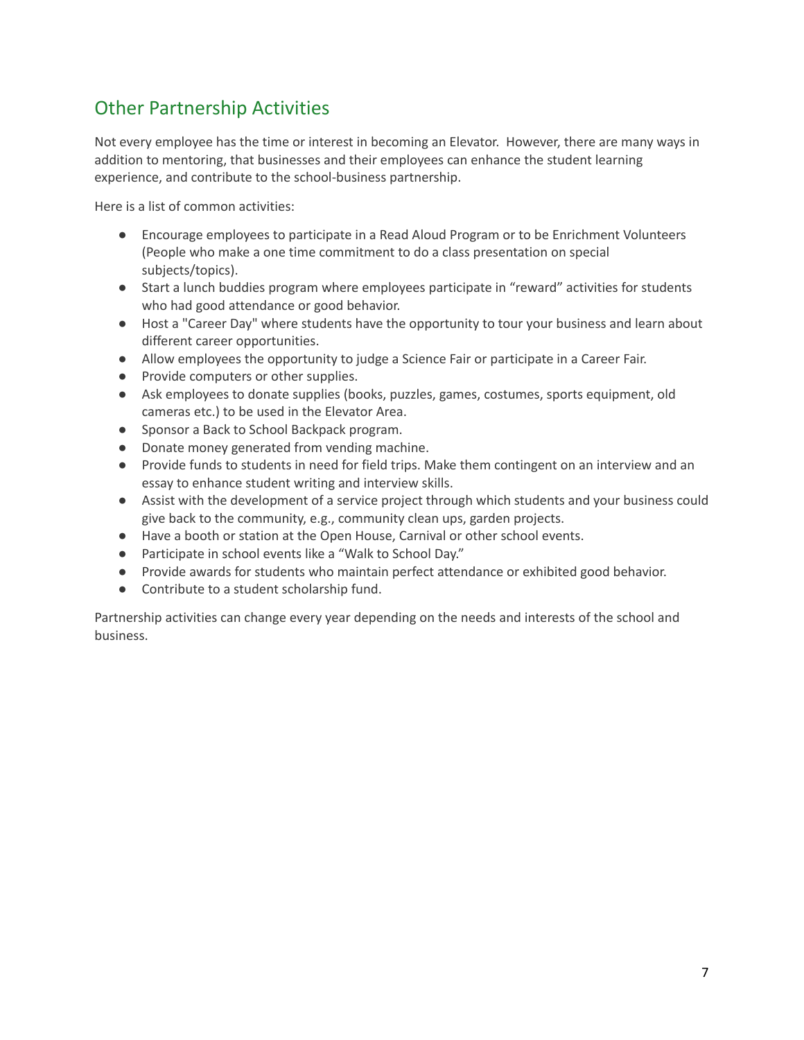## Other Partnership Activities

Not every employee has the time or interest in becoming an Elevator. However, there are many ways in addition to mentoring, that businesses and their employees can enhance the student learning experience, and contribute to the school-business partnership.

Here is a list of common activities:

- Encourage employees to participate in a Read Aloud Program or to be Enrichment Volunteers (People who make a one time commitment to do a class presentation on special subjects/topics).
- Start a lunch buddies program where employees participate in "reward" activities for students who had good attendance or good behavior.
- Host a "Career Day" where students have the opportunity to tour your business and learn about different career opportunities.
- Allow employees the opportunity to judge a Science Fair or participate in a Career Fair.
- Provide computers or other supplies.
- Ask employees to donate supplies (books, puzzles, games, costumes, sports equipment, old cameras etc.) to be used in the Elevator Area.
- Sponsor a Back to School Backpack program.
- Donate money generated from vending machine.
- Provide funds to students in need for field trips. Make them contingent on an interview and an essay to enhance student writing and interview skills.
- Assist with the development of a service project through which students and your business could give back to the community, e.g., community clean ups, garden projects.
- Have a booth or station at the Open House, Carnival or other school events.
- Participate in school events like a "Walk to School Day."
- Provide awards for students who maintain perfect attendance or exhibited good behavior.
- Contribute to a student scholarship fund.

Partnership activities can change every year depending on the needs and interests of the school and business.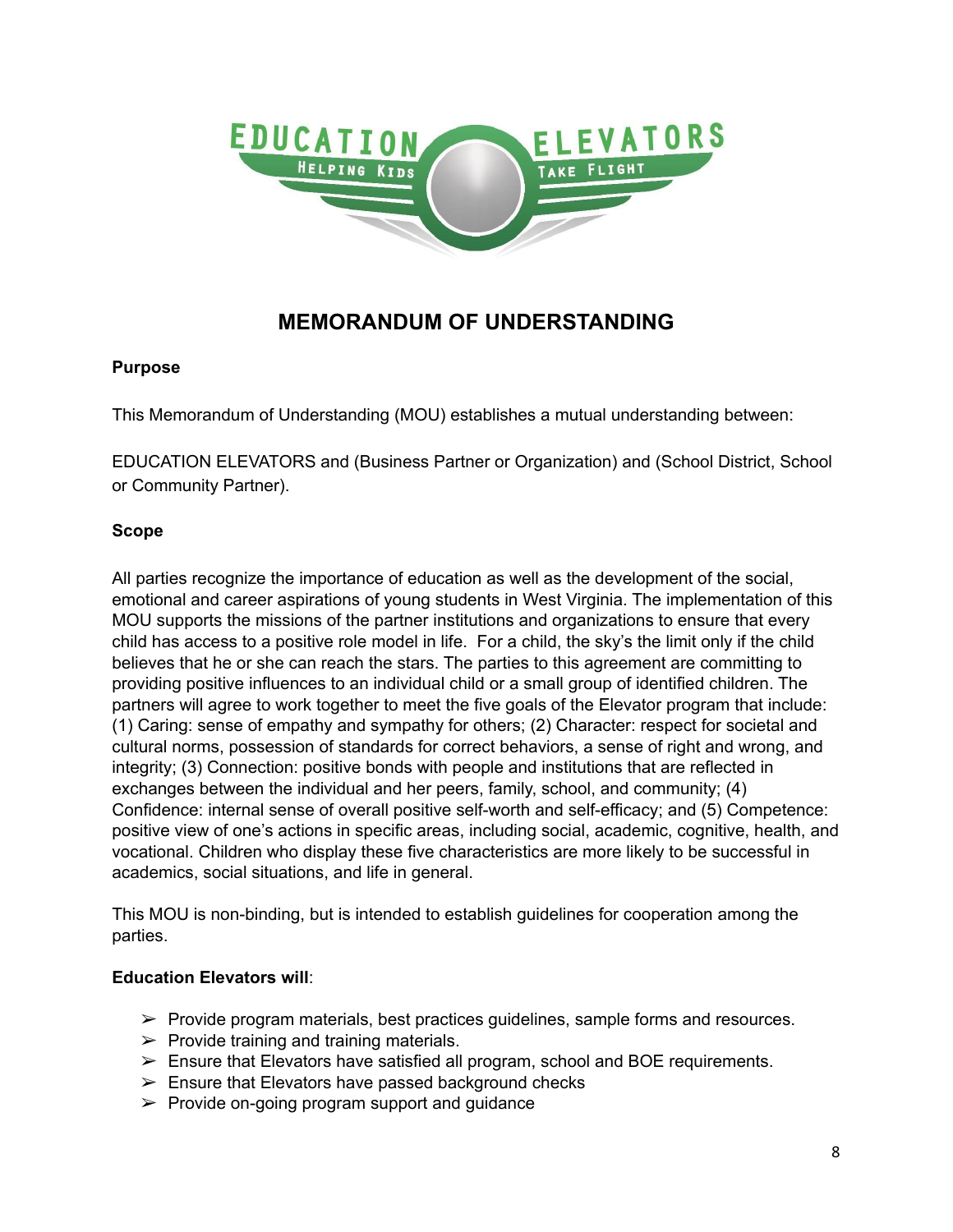# MEMORANDUM OF UNDERSTANDING

**Purpose**

This Memorandum of Understanding (MOU) establishes a mutual understanding between:

EDUCATION ELEVATORS and (Business Partner or Organization) and (School District, School or Community Partner).

**Scope**

All parties recognize the importance of education as well as the development of the social, emotional and career aspirations of young students in West Virginia. The implementation of this MOU supports the missions of the partner institutions and organizations to ensure that every child has access to a positive role model in life. For a child, the sky's the limit only if the child believes that he or she can reach the stars. The parties to this agreement are committing to providing positive influences to an individual child or a small group of identified children. The partners will agree to work together to meet the five goals of the Elevator program that include: (1) Caring: sense of empathy and sympathy for others; (2) Character: respect for societal and cultural norms, possession of standards for correct behaviors, a sense of right and wrong, and integrity; (3) Connection: positive bonds with people and institutions that are reflected in exchanges between the individual and her peers, family, school, and community; (4) Confidence: internal sense of overall positive self-worth and self-efficacy; and (5) Competence: positive view of one's actions in specific areas, including social, academic, cognitive, health, and vocational. Children who display these five characteristics are more likely to be successful in academics, social situations, and life in general.

This MOU is non-binding, but is intended to establish guidelines for cooperation among the parties.

**Education Elevators will**:

- Provide program materials, best practices guidelines, sample forms and resources.
- Provide training and training materials.
- Ensure that Elevators have satisfied all program, school and BOE requirements.
- Ensure that Elevators have passed background checks
- Provide on-going program support and guidance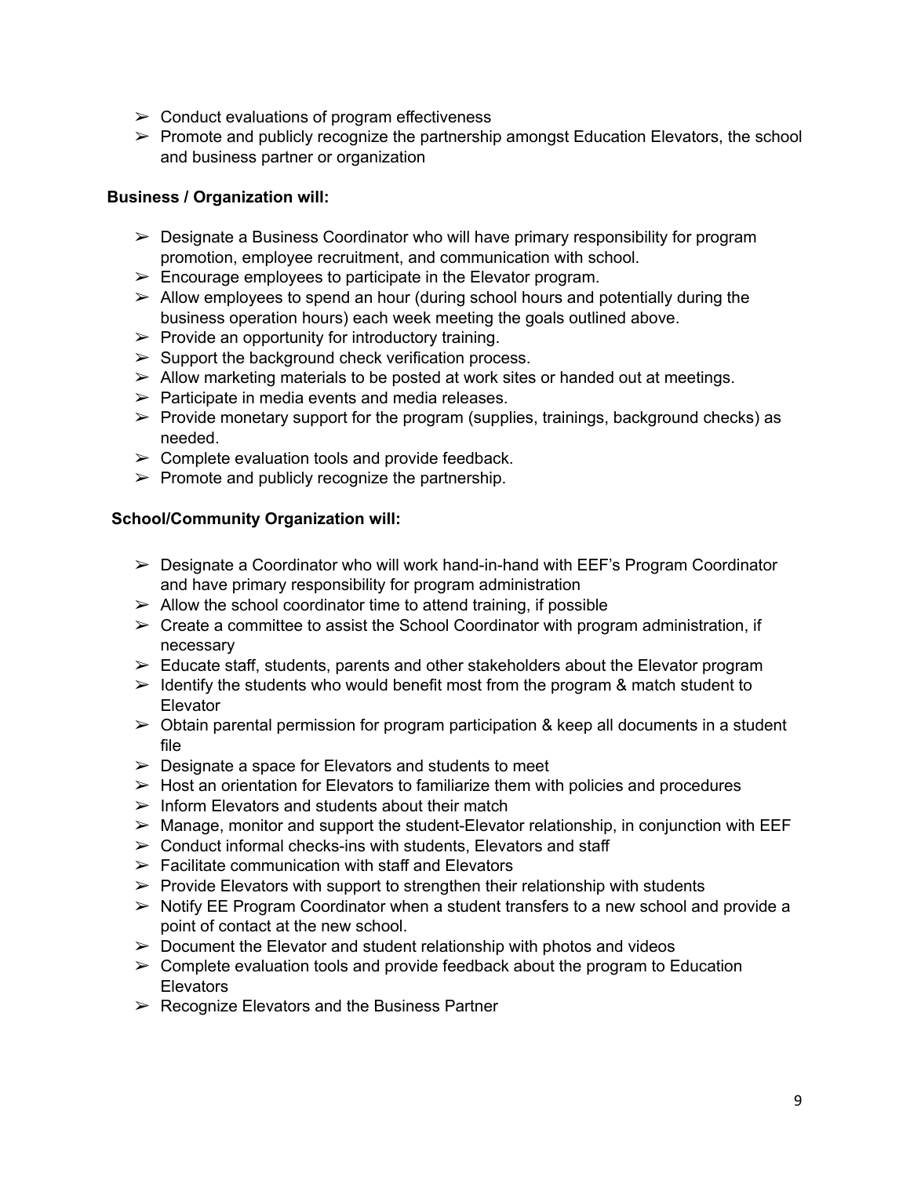- Conduct evaluations of program effectiveness
- Promote and publicly recognize the partnership amongst Education Elevators, the school and business partner or organization

**Business / Organization will:**

- Designate a Business Coordinator who will have primary responsibility for program promotion, employee recruitment, and communication with school.
- Encourage employees to participate in the Elevator program.
- Allow employees to spend an hour (during school hours and potentially during the business operation hours) each week meeting the goals outlined above.
- Provide an opportunity for introductory training.
- Support the background check verification process.
- Allow marketing materials to be posted at work sites or handed out at meetings.
- Participate in media events and media releases.
- Provide monetary support for the program (supplies, trainings, background checks) as needed.
- Complete evaluation tools and provide feedback.
- Promote and publicly recognize the partnership.

**School/Community Organization will:**

- Designate a Coordinator who will work hand-in-hand with EEF's Program Coordinator and have primary responsibility for program administration
- Allow the school coordinator time to attend training, if possible
- Create a committee to assist the School Coordinator with program administration, if necessary
- Educate staff, students, parents and other stakeholders about the Elevator program
- Identify the students who would benefit most from the program & match student to Elevator
- Obtain parental permission for program participation & keep all documents in a student file
- Designate a space for Elevators and students to meet
- Host an orientation for Elevators to familiarize them with policies and procedures
- Inform Elevators and students about their match
- Manage, monitor and support the student-Elevator relationship, in conjunction with EEF
- Conduct informal checks-ins with students, Elevators and staff
- Facilitate communication with staff and Elevators
- Provide Elevators with support to strengthen their relationship with students
- Notify EE Program Coordinator when a student transfers to a new school and provide a point of contact at the new school.
- Document the Elevator and student relationship with photos and videos
- Complete evaluation tools and provide feedback about the program to Education Elevators
- Recognize Elevators and the Business Partner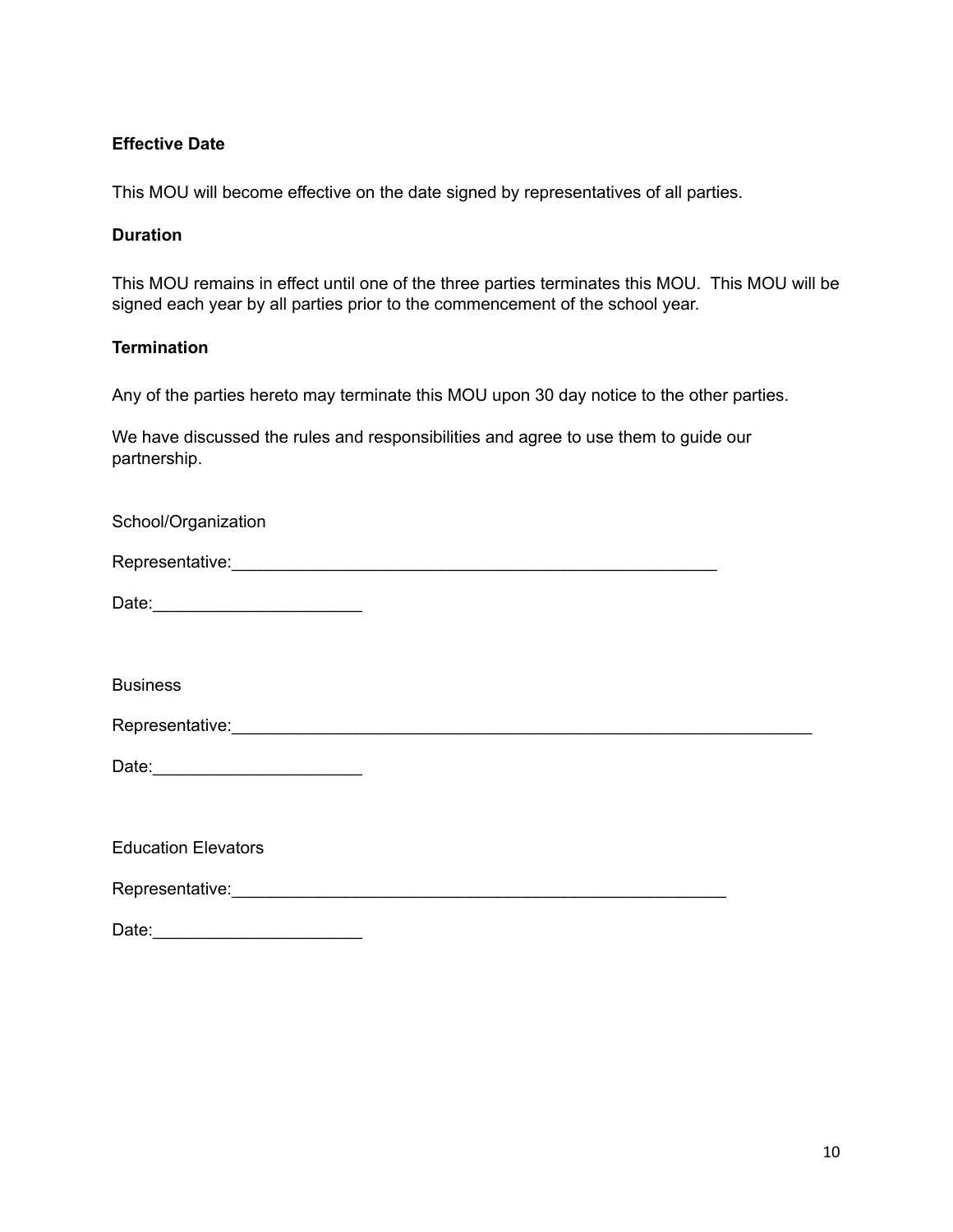**Effective Date**

This MOU will become effective on the date signed by representatives of all parties.

**Duration**

This MOU remains in effect until one of the three parties terminates this MOU.  This MOU will be signed each year by all parties prior to the commencement of the school year.

**Termination**

Any of the parties hereto may terminate this MOU upon 30 day notice to the other parties.

We have discussed the rules and responsibilities and agree to use them to guide our partnership.

School/Organization

Representative:_____________________________________________________

Date:______________________

Business

Representative:_______________________________________________________________

Date:______________________

Education Elevators

Representative:______________________________________________________

Date:______________________